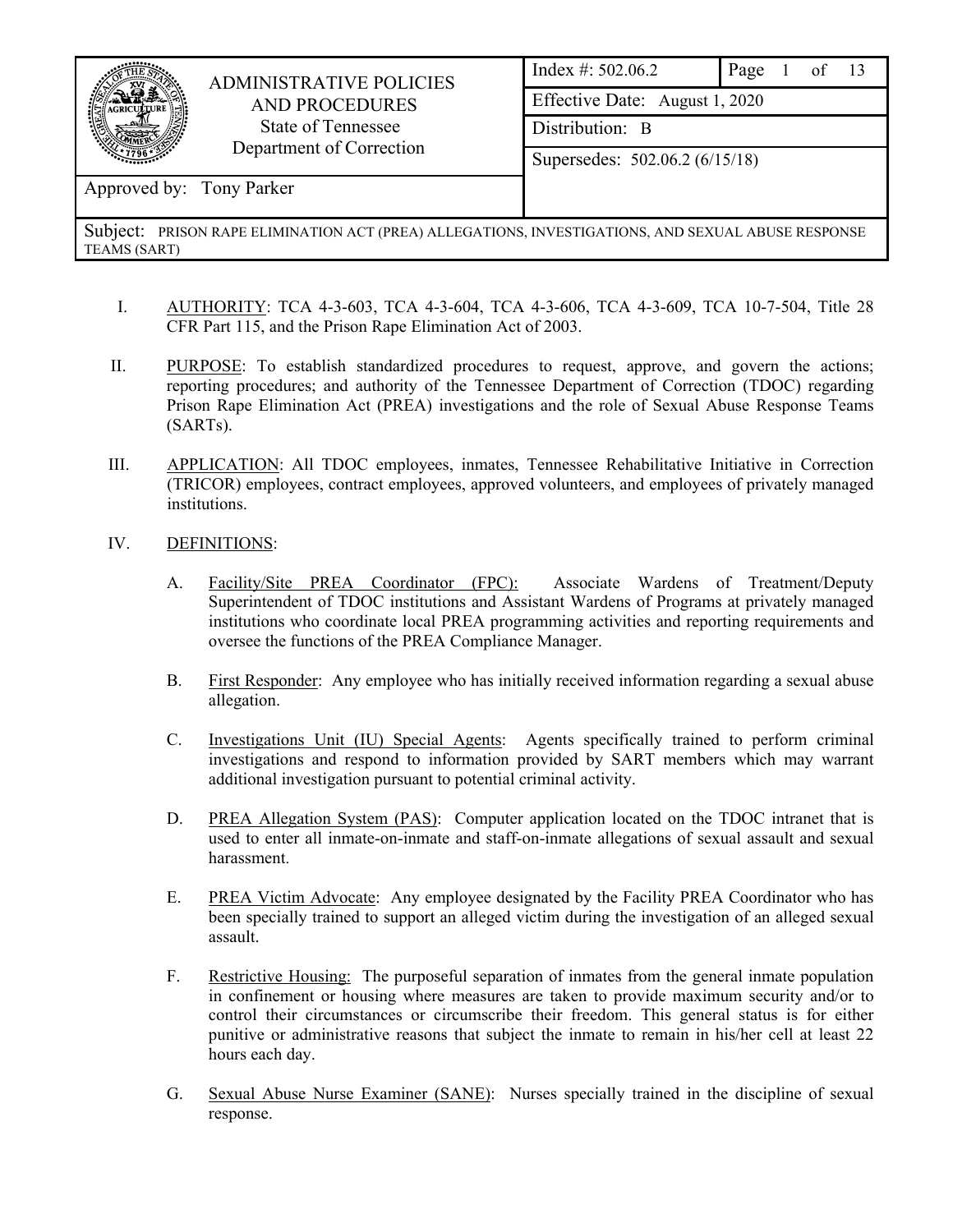| ADMINISTRATIVE POLICIES AND PROCEDURES<br>State of Tennessee<br>Department of Correction | Index #: 502.06.2 | Page 1 of 13 |
|---|---|---|
| | Effective Date: August 1, 2020 | |
| | Distribution: B | |
| | Supersedes: 502.06.2 (6/15/18) | |
| Approved by: Tony Parker | | |

Subject: PRISON RAPE ELIMINATION ACT (PREA) ALLEGATIONS, INVESTIGATIONS, AND SEXUAL ABUSE RESPONSE TEAMS (SART)

I. AUTHORITY: TCA 4-3-603, TCA 4-3-604, TCA 4-3-606, TCA 4-3-609, TCA 10-7-504, Title 28 CFR Part 115, and the Prison Rape Elimination Act of 2003.

II. PURPOSE: To establish standardized procedures to request, approve, and govern the actions; reporting procedures; and authority of the Tennessee Department of Correction (TDOC) regarding Prison Rape Elimination Act (PREA) investigations and the role of Sexual Abuse Response Teams (SARTs).

III. APPLICATION: All TDOC employees, inmates, Tennessee Rehabilitative Initiative in Correction (TRICOR) employees, contract employees, approved volunteers, and employees of privately managed institutions.

IV. DEFINITIONS:

A. Facility/Site PREA Coordinator (FPC): Associate Wardens of Treatment/Deputy Superintendent of TDOC institutions and Assistant Wardens of Programs at privately managed institutions who coordinate local PREA programming activities and reporting requirements and oversee the functions of the PREA Compliance Manager.

B. First Responder: Any employee who has initially received information regarding a sexual abuse allegation.

C. Investigations Unit (IU) Special Agents: Agents specifically trained to perform criminal investigations and respond to information provided by SART members which may warrant additional investigation pursuant to potential criminal activity.

D. PREA Allegation System (PAS): Computer application located on the TDOC intranet that is used to enter all inmate-on-inmate and staff-on-inmate allegations of sexual assault and sexual harassment.

E. PREA Victim Advocate: Any employee designated by the Facility PREA Coordinator who has been specially trained to support an alleged victim during the investigation of an alleged sexual assault.

F. Restrictive Housing: The purposeful separation of inmates from the general inmate population in confinement or housing where measures are taken to provide maximum security and/or to control their circumstances or circumscribe their freedom. This general status is for either punitive or administrative reasons that subject the inmate to remain in his/her cell at least 22 hours each day.

G. Sexual Abuse Nurse Examiner (SANE): Nurses specially trained in the discipline of sexual response.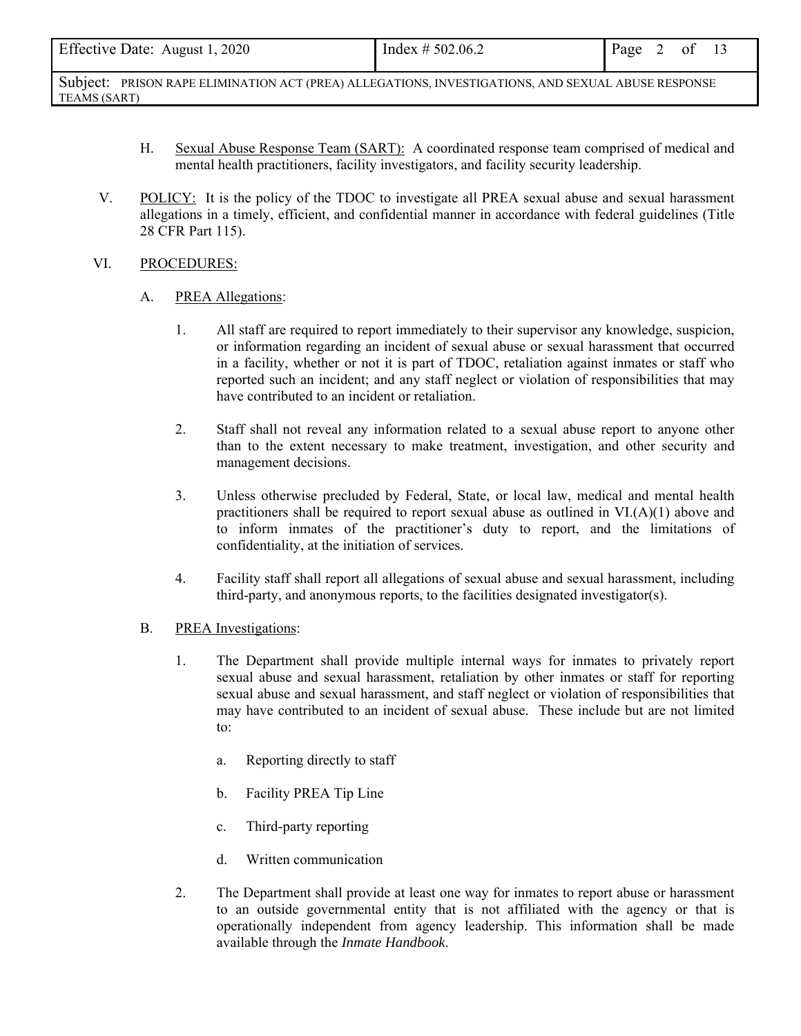H. Sexual Abuse Response Team (SART): A coordinated response team comprised of medical and mental health practitioners, facility investigators, and facility security leadership.

V. POLICY: It is the policy of the TDOC to investigate all PREA sexual abuse and sexual harassment allegations in a timely, efficient, and confidential manner in accordance with federal guidelines (Title 28 CFR Part 115).

VI. PROCEDURES:

A. PREA Allegations:

1. All staff are required to report immediately to their supervisor any knowledge, suspicion, or information regarding an incident of sexual abuse or sexual harassment that occurred in a facility, whether or not it is part of TDOC, retaliation against inmates or staff who reported such an incident; and any staff neglect or violation of responsibilities that may have contributed to an incident or retaliation.

2. Staff shall not reveal any information related to a sexual abuse report to anyone other than to the extent necessary to make treatment, investigation, and other security and management decisions.

3. Unless otherwise precluded by Federal, State, or local law, medical and mental health practitioners shall be required to report sexual abuse as outlined in VI.(A)(1) above and to inform inmates of the practitioner's duty to report, and the limitations of confidentiality, at the initiation of services.

4. Facility staff shall report all allegations of sexual abuse and sexual harassment, including third-party, and anonymous reports, to the facilities designated investigator(s).

B. PREA Investigations:

1. The Department shall provide multiple internal ways for inmates to privately report sexual abuse and sexual harassment, retaliation by other inmates or staff for reporting sexual abuse and sexual harassment, and staff neglect or violation of responsibilities that may have contributed to an incident of sexual abuse. These include but are not limited to:

   a. Reporting directly to staff

   b. Facility PREA Tip Line

   c. Third-party reporting

   d. Written communication

2. The Department shall provide at least one way for inmates to report abuse or harassment to an outside governmental entity that is not affiliated with the agency or that is operationally independent from agency leadership. This information shall be made available through the *Inmate Handbook*.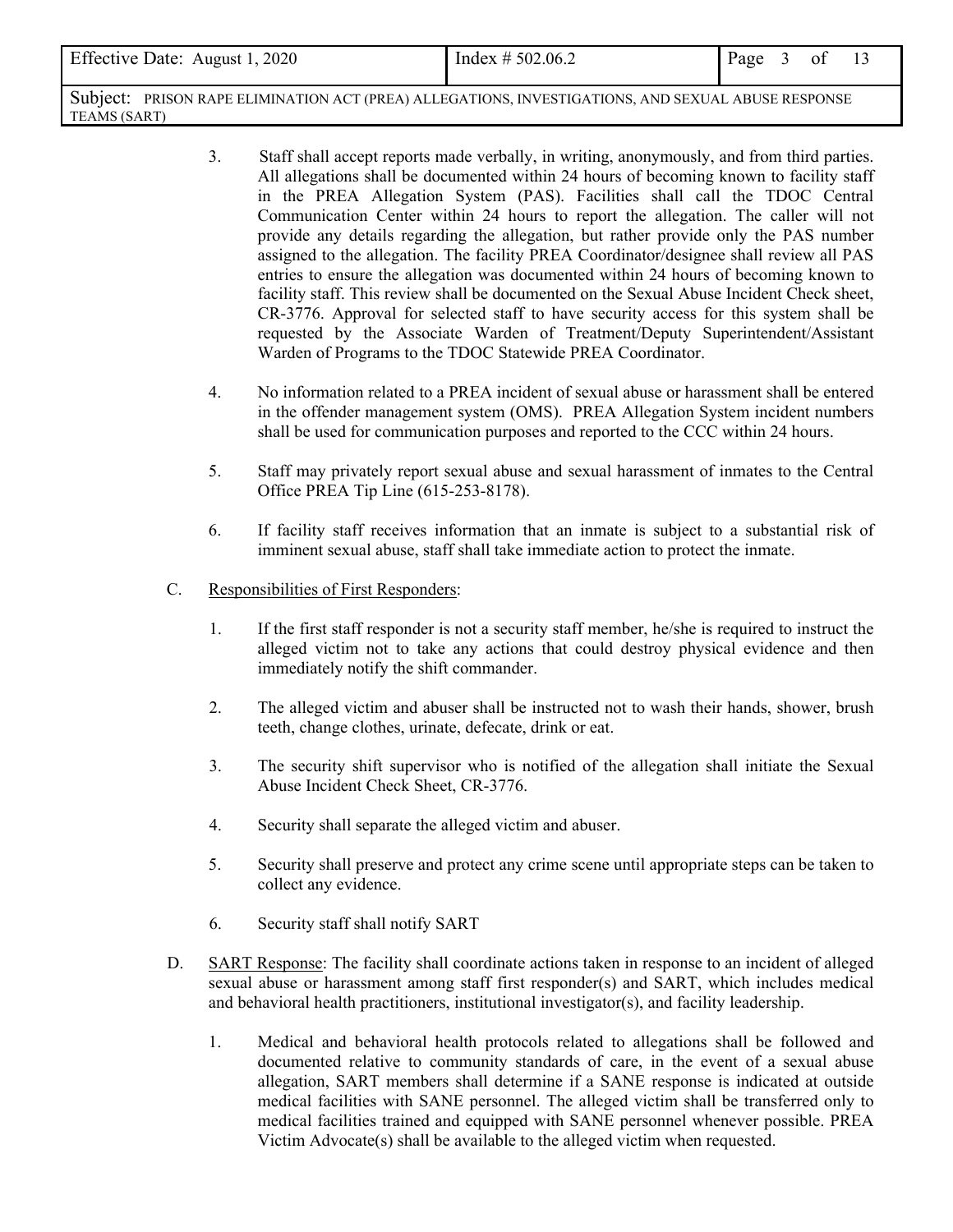3. Staff shall accept reports made verbally, in writing, anonymously, and from third parties. All allegations shall be documented within 24 hours of becoming known to facility staff in the PREA Allegation System (PAS). Facilities shall call the TDOC Central Communication Center within 24 hours to report the allegation. The caller will not provide any details regarding the allegation, but rather provide only the PAS number assigned to the allegation. The facility PREA Coordinator/designee shall review all PAS entries to ensure the allegation was documented within 24 hours of becoming known to facility staff. This review shall be documented on the Sexual Abuse Incident Check sheet, CR-3776. Approval for selected staff to have security access for this system shall be requested by the Associate Warden of Treatment/Deputy Superintendent/Assistant Warden of Programs to the TDOC Statewide PREA Coordinator.

4. No information related to a PREA incident of sexual abuse or harassment shall be entered in the offender management system (OMS). PREA Allegation System incident numbers shall be used for communication purposes and reported to the CCC within 24 hours.

5. Staff may privately report sexual abuse and sexual harassment of inmates to the Central Office PREA Tip Line (615-253-8178).

6. If facility staff receives information that an inmate is subject to a substantial risk of imminent sexual abuse, staff shall take immediate action to protect the inmate.

C. Responsibilities of First Responders:

1. If the first staff responder is not a security staff member, he/she is required to instruct the alleged victim not to take any actions that could destroy physical evidence and then immediately notify the shift commander.

2. The alleged victim and abuser shall be instructed not to wash their hands, shower, brush teeth, change clothes, urinate, defecate, drink or eat.

3. The security shift supervisor who is notified of the allegation shall initiate the Sexual Abuse Incident Check Sheet, CR-3776.

4. Security shall separate the alleged victim and abuser.

5. Security shall preserve and protect any crime scene until appropriate steps can be taken to collect any evidence.

6. Security staff shall notify SART

D. SART Response: The facility shall coordinate actions taken in response to an incident of alleged sexual abuse or harassment among staff first responder(s) and SART, which includes medical and behavioral health practitioners, institutional investigator(s), and facility leadership.

1. Medical and behavioral health protocols related to allegations shall be followed and documented relative to community standards of care, in the event of a sexual abuse allegation, SART members shall determine if a SANE response is indicated at outside medical facilities with SANE personnel. The alleged victim shall be transferred only to medical facilities trained and equipped with SANE personnel whenever possible. PREA Victim Advocate(s) shall be available to the alleged victim when requested.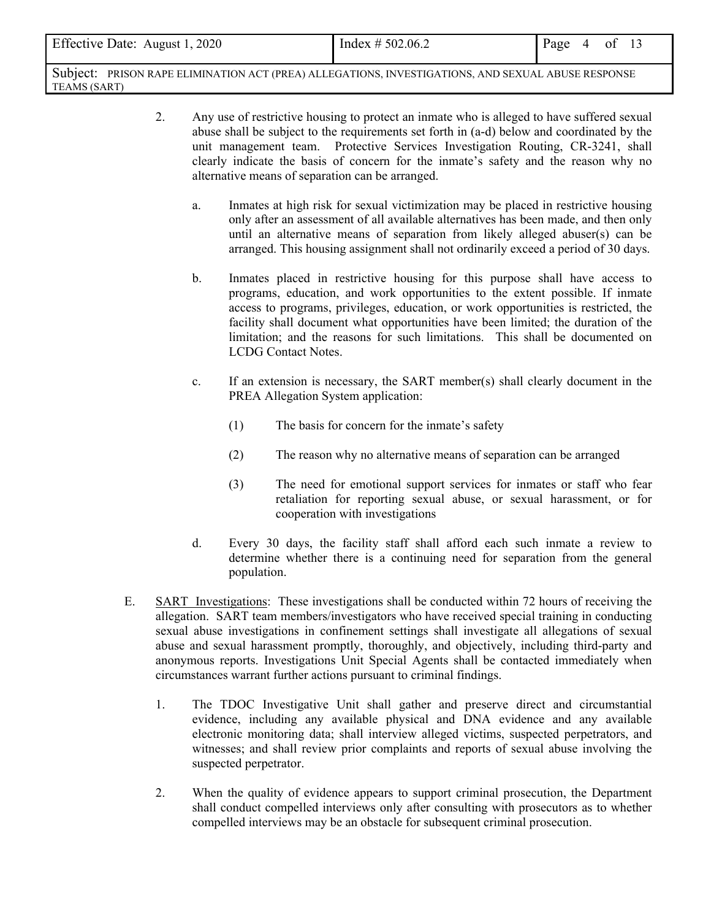2. Any use of restrictive housing to protect an inmate who is alleged to have suffered sexual abuse shall be subject to the requirements set forth in (a-d) below and coordinated by the unit management team. Protective Services Investigation Routing, CR-3241, shall clearly indicate the basis of concern for the inmate's safety and the reason why no alternative means of separation can be arranged.

   a. Inmates at high risk for sexual victimization may be placed in restrictive housing only after an assessment of all available alternatives has been made, and then only until an alternative means of separation from likely alleged abuser(s) can be arranged. This housing assignment shall not ordinarily exceed a period of 30 days.

   b. Inmates placed in restrictive housing for this purpose shall have access to programs, education, and work opportunities to the extent possible. If inmate access to programs, privileges, education, or work opportunities is restricted, the facility shall document what opportunities have been limited; the duration of the limitation; and the reasons for such limitations. This shall be documented on LCDG Contact Notes.

   c. If an extension is necessary, the SART member(s) shall clearly document in the PREA Allegation System application:

      (1) The basis for concern for the inmate's safety

      (2) The reason why no alternative means of separation can be arranged

      (3) The need for emotional support services for inmates or staff who fear retaliation for reporting sexual abuse, or sexual harassment, or for cooperation with investigations

   d. Every 30 days, the facility staff shall afford each such inmate a review to determine whether there is a continuing need for separation from the general population.

E. <u>SART Investigations</u>: These investigations shall be conducted within 72 hours of receiving the allegation. SART team members/investigators who have received special training in conducting sexual abuse investigations in confinement settings shall investigate all allegations of sexual abuse and sexual harassment promptly, thoroughly, and objectively, including third-party and anonymous reports. Investigations Unit Special Agents shall be contacted immediately when circumstances warrant further actions pursuant to criminal findings.

1. The TDOC Investigative Unit shall gather and preserve direct and circumstantial evidence, including any available physical and DNA evidence and any available electronic monitoring data; shall interview alleged victims, suspected perpetrators, and witnesses; and shall review prior complaints and reports of sexual abuse involving the suspected perpetrator.

2. When the quality of evidence appears to support criminal prosecution, the Department shall conduct compelled interviews only after consulting with prosecutors as to whether compelled interviews may be an obstacle for subsequent criminal prosecution.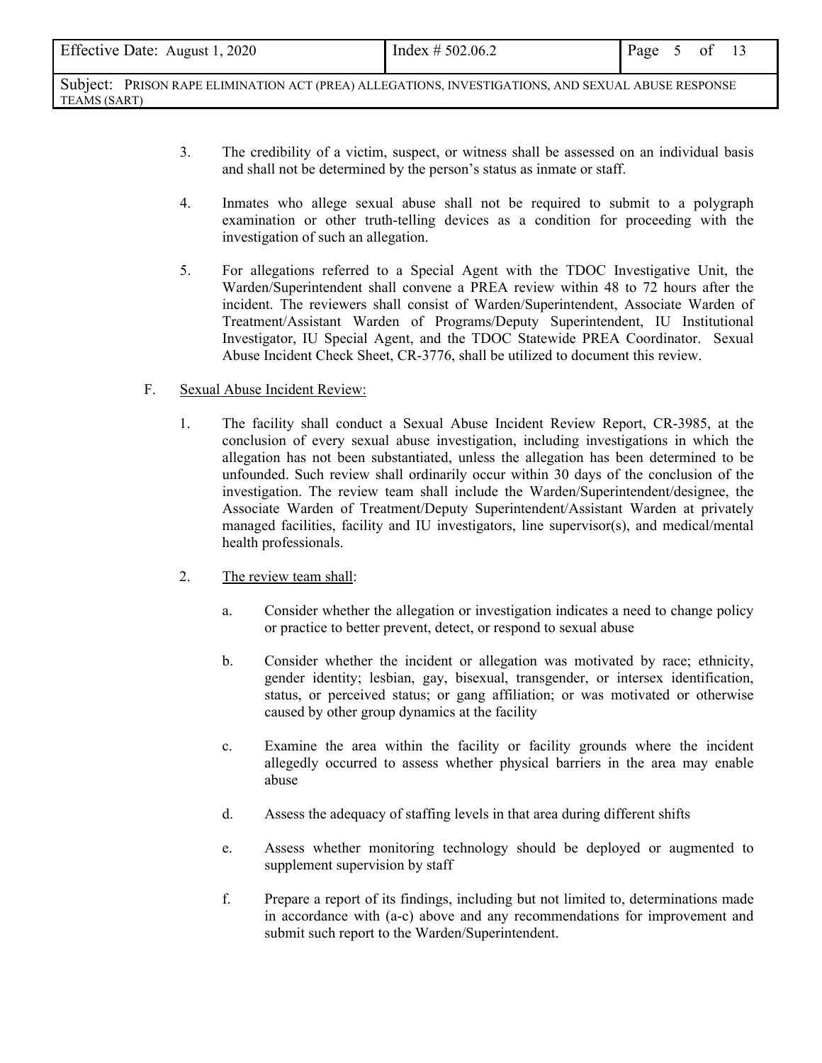3. The credibility of a victim, suspect, or witness shall be assessed on an individual basis and shall not be determined by the person's status as inmate or staff.

4. Inmates who allege sexual abuse shall not be required to submit to a polygraph examination or other truth-telling devices as a condition for proceeding with the investigation of such an allegation.

5. For allegations referred to a Special Agent with the TDOC Investigative Unit, the Warden/Superintendent shall convene a PREA review within 48 to 72 hours after the incident. The reviewers shall consist of Warden/Superintendent, Associate Warden of Treatment/Assistant Warden of Programs/Deputy Superintendent, IU Institutional Investigator, IU Special Agent, and the TDOC Statewide PREA Coordinator. Sexual Abuse Incident Check Sheet, CR-3776, shall be utilized to document this review.

F. <u>Sexual Abuse Incident Review:</u>

1. The facility shall conduct a Sexual Abuse Incident Review Report, CR-3985, at the conclusion of every sexual abuse investigation, including investigations in which the allegation has not been substantiated, unless the allegation has been determined to be unfounded. Such review shall ordinarily occur within 30 days of the conclusion of the investigation. The review team shall include the Warden/Superintendent/designee, the Associate Warden of Treatment/Deputy Superintendent/Assistant Warden at privately managed facilities, facility and IU investigators, line supervisor(s), and medical/mental health professionals.

2. <u>The review team shall</u>:

   a. Consider whether the allegation or investigation indicates a need to change policy or practice to better prevent, detect, or respond to sexual abuse

   b. Consider whether the incident or allegation was motivated by race; ethnicity, gender identity; lesbian, gay, bisexual, transgender, or intersex identification, status, or perceived status; or gang affiliation; or was motivated or otherwise caused by other group dynamics at the facility

   c. Examine the area within the facility or facility grounds where the incident allegedly occurred to assess whether physical barriers in the area may enable abuse

   d. Assess the adequacy of staffing levels in that area during different shifts

   e. Assess whether monitoring technology should be deployed or augmented to supplement supervision by staff

   f. Prepare a report of its findings, including but not limited to, determinations made in accordance with (a-c) above and any recommendations for improvement and submit such report to the Warden/Superintendent.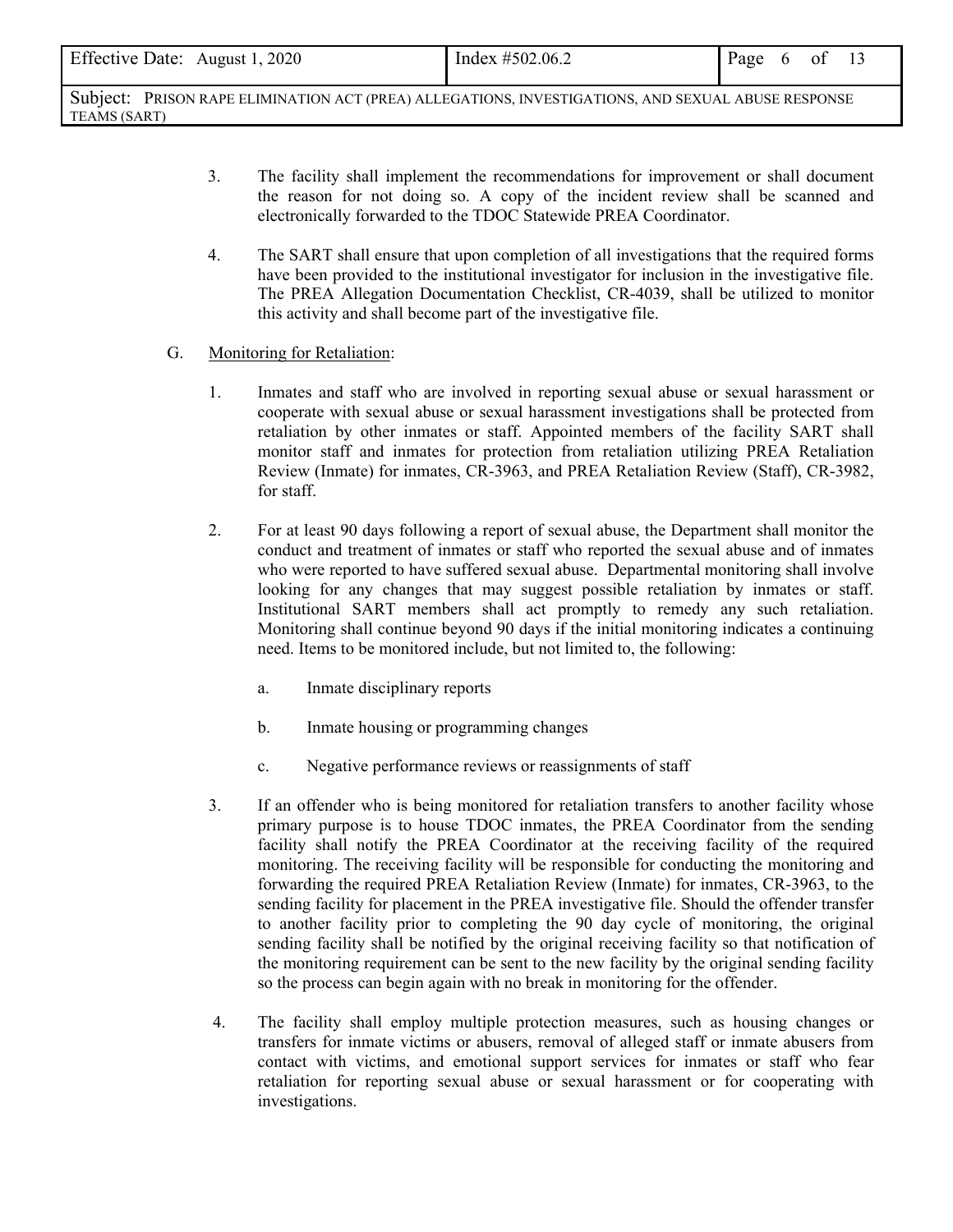3. The facility shall implement the recommendations for improvement or shall document the reason for not doing so. A copy of the incident review shall be scanned and electronically forwarded to the TDOC Statewide PREA Coordinator.

4. The SART shall ensure that upon completion of all investigations that the required forms have been provided to the institutional investigator for inclusion in the investigative file. The PREA Allegation Documentation Checklist, CR-4039, shall be utilized to monitor this activity and shall become part of the investigative file.

G. Monitoring for Retaliation:

1. Inmates and staff who are involved in reporting sexual abuse or sexual harassment or cooperate with sexual abuse or sexual harassment investigations shall be protected from retaliation by other inmates or staff. Appointed members of the facility SART shall monitor staff and inmates for protection from retaliation utilizing PREA Retaliation Review (Inmate) for inmates, CR-3963, and PREA Retaliation Review (Staff), CR-3982, for staff.

2. For at least 90 days following a report of sexual abuse, the Department shall monitor the conduct and treatment of inmates or staff who reported the sexual abuse and of inmates who were reported to have suffered sexual abuse. Departmental monitoring shall involve looking for any changes that may suggest possible retaliation by inmates or staff. Institutional SART members shall act promptly to remedy any such retaliation. Monitoring shall continue beyond 90 days if the initial monitoring indicates a continuing need. Items to be monitored include, but not limited to, the following:

   a. Inmate disciplinary reports

   b. Inmate housing or programming changes

   c. Negative performance reviews or reassignments of staff

3. If an offender who is being monitored for retaliation transfers to another facility whose primary purpose is to house TDOC inmates, the PREA Coordinator from the sending facility shall notify the PREA Coordinator at the receiving facility of the required monitoring. The receiving facility will be responsible for conducting the monitoring and forwarding the required PREA Retaliation Review (Inmate) for inmates, CR-3963, to the sending facility for placement in the PREA investigative file. Should the offender transfer to another facility prior to completing the 90 day cycle of monitoring, the original sending facility shall be notified by the original receiving facility so that notification of the monitoring requirement can be sent to the new facility by the original sending facility so the process can begin again with no break in monitoring for the offender.

4. The facility shall employ multiple protection measures, such as housing changes or transfers for inmate victims or abusers, removal of alleged staff or inmate abusers from contact with victims, and emotional support services for inmates or staff who fear retaliation for reporting sexual abuse or sexual harassment or for cooperating with investigations.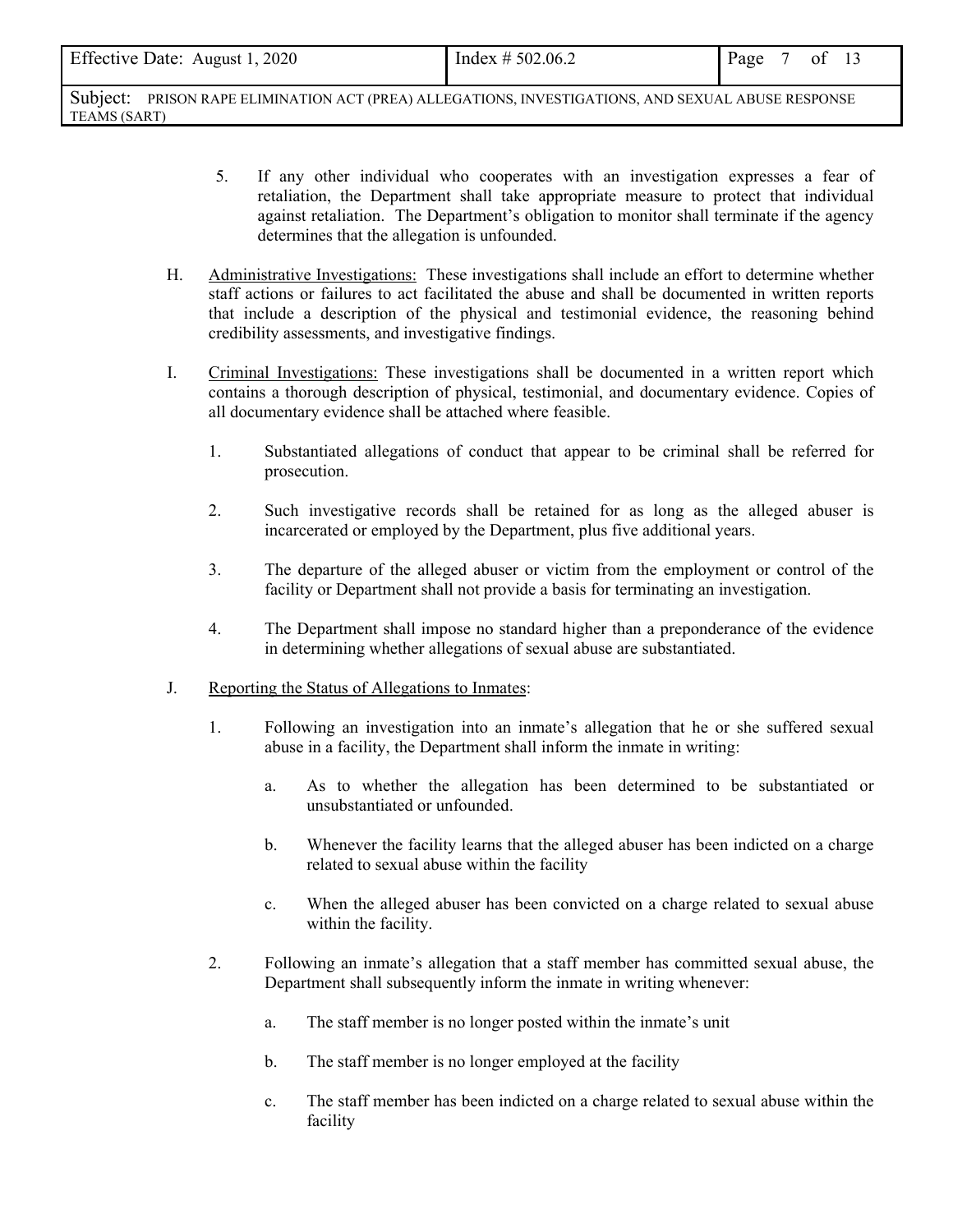5. If any other individual who cooperates with an investigation expresses a fear of retaliation, the Department shall take appropriate measure to protect that individual against retaliation. The Department's obligation to monitor shall terminate if the agency determines that the allegation is unfounded.

H. Administrative Investigations: These investigations shall include an effort to determine whether staff actions or failures to act facilitated the abuse and shall be documented in written reports that include a description of the physical and testimonial evidence, the reasoning behind credibility assessments, and investigative findings.

I. Criminal Investigations: These investigations shall be documented in a written report which contains a thorough description of physical, testimonial, and documentary evidence. Copies of all documentary evidence shall be attached where feasible.

   1. Substantiated allegations of conduct that appear to be criminal shall be referred for prosecution.

   2. Such investigative records shall be retained for as long as the alleged abuser is incarcerated or employed by the Department, plus five additional years.

   3. The departure of the alleged abuser or victim from the employment or control of the facility or Department shall not provide a basis for terminating an investigation.

   4. The Department shall impose no standard higher than a preponderance of the evidence in determining whether allegations of sexual abuse are substantiated.

J. Reporting the Status of Allegations to Inmates:

   1. Following an investigation into an inmate's allegation that he or she suffered sexual abuse in a facility, the Department shall inform the inmate in writing:

      a. As to whether the allegation has been determined to be substantiated or unsubstantiated or unfounded.

      b. Whenever the facility learns that the alleged abuser has been indicted on a charge related to sexual abuse within the facility

      c. When the alleged abuser has been convicted on a charge related to sexual abuse within the facility.

   2. Following an inmate's allegation that a staff member has committed sexual abuse, the Department shall subsequently inform the inmate in writing whenever:

      a. The staff member is no longer posted within the inmate's unit

      b. The staff member is no longer employed at the facility

      c. The staff member has been indicted on a charge related to sexual abuse within the facility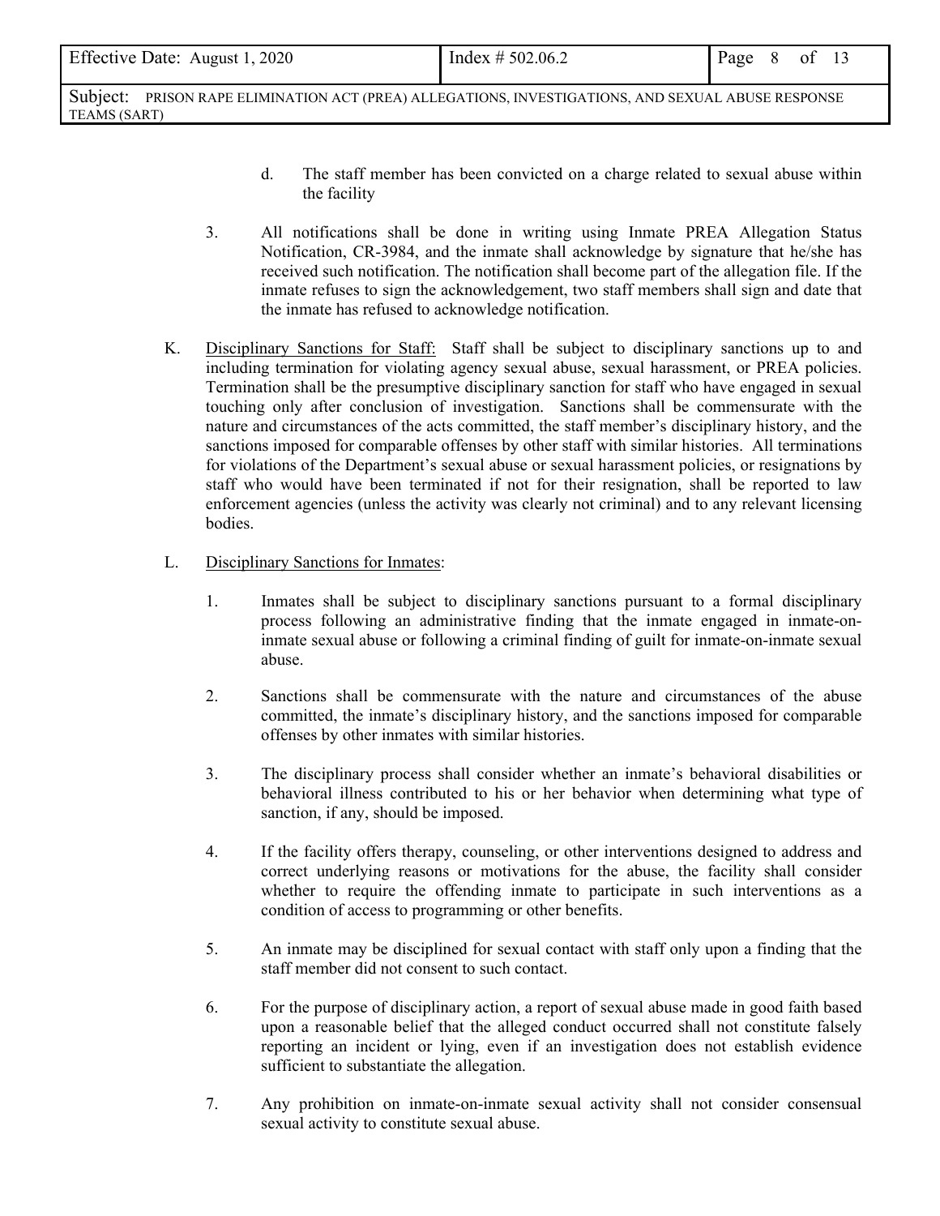d. The staff member has been convicted on a charge related to sexual abuse within the facility

3. All notifications shall be done in writing using Inmate PREA Allegation Status Notification, CR-3984, and the inmate shall acknowledge by signature that he/she has received such notification. The notification shall become part of the allegation file. If the inmate refuses to sign the acknowledgement, two staff members shall sign and date that the inmate has refused to acknowledge notification.

K. Disciplinary Sanctions for Staff: Staff shall be subject to disciplinary sanctions up to and including termination for violating agency sexual abuse, sexual harassment, or PREA policies. Termination shall be the presumptive disciplinary sanction for staff who have engaged in sexual touching only after conclusion of investigation. Sanctions shall be commensurate with the nature and circumstances of the acts committed, the staff member's disciplinary history, and the sanctions imposed for comparable offenses by other staff with similar histories. All terminations for violations of the Department's sexual abuse or sexual harassment policies, or resignations by staff who would have been terminated if not for their resignation, shall be reported to law enforcement agencies (unless the activity was clearly not criminal) and to any relevant licensing bodies.

L. Disciplinary Sanctions for Inmates:

1. Inmates shall be subject to disciplinary sanctions pursuant to a formal disciplinary process following an administrative finding that the inmate engaged in inmate-on-inmate sexual abuse or following a criminal finding of guilt for inmate-on-inmate sexual abuse.

2. Sanctions shall be commensurate with the nature and circumstances of the abuse committed, the inmate's disciplinary history, and the sanctions imposed for comparable offenses by other inmates with similar histories.

3. The disciplinary process shall consider whether an inmate's behavioral disabilities or behavioral illness contributed to his or her behavior when determining what type of sanction, if any, should be imposed.

4. If the facility offers therapy, counseling, or other interventions designed to address and correct underlying reasons or motivations for the abuse, the facility shall consider whether to require the offending inmate to participate in such interventions as a condition of access to programming or other benefits.

5. An inmate may be disciplined for sexual contact with staff only upon a finding that the staff member did not consent to such contact.

6. For the purpose of disciplinary action, a report of sexual abuse made in good faith based upon a reasonable belief that the alleged conduct occurred shall not constitute falsely reporting an incident or lying, even if an investigation does not establish evidence sufficient to substantiate the allegation.

7. Any prohibition on inmate-on-inmate sexual activity shall not consider consensual sexual activity to constitute sexual abuse.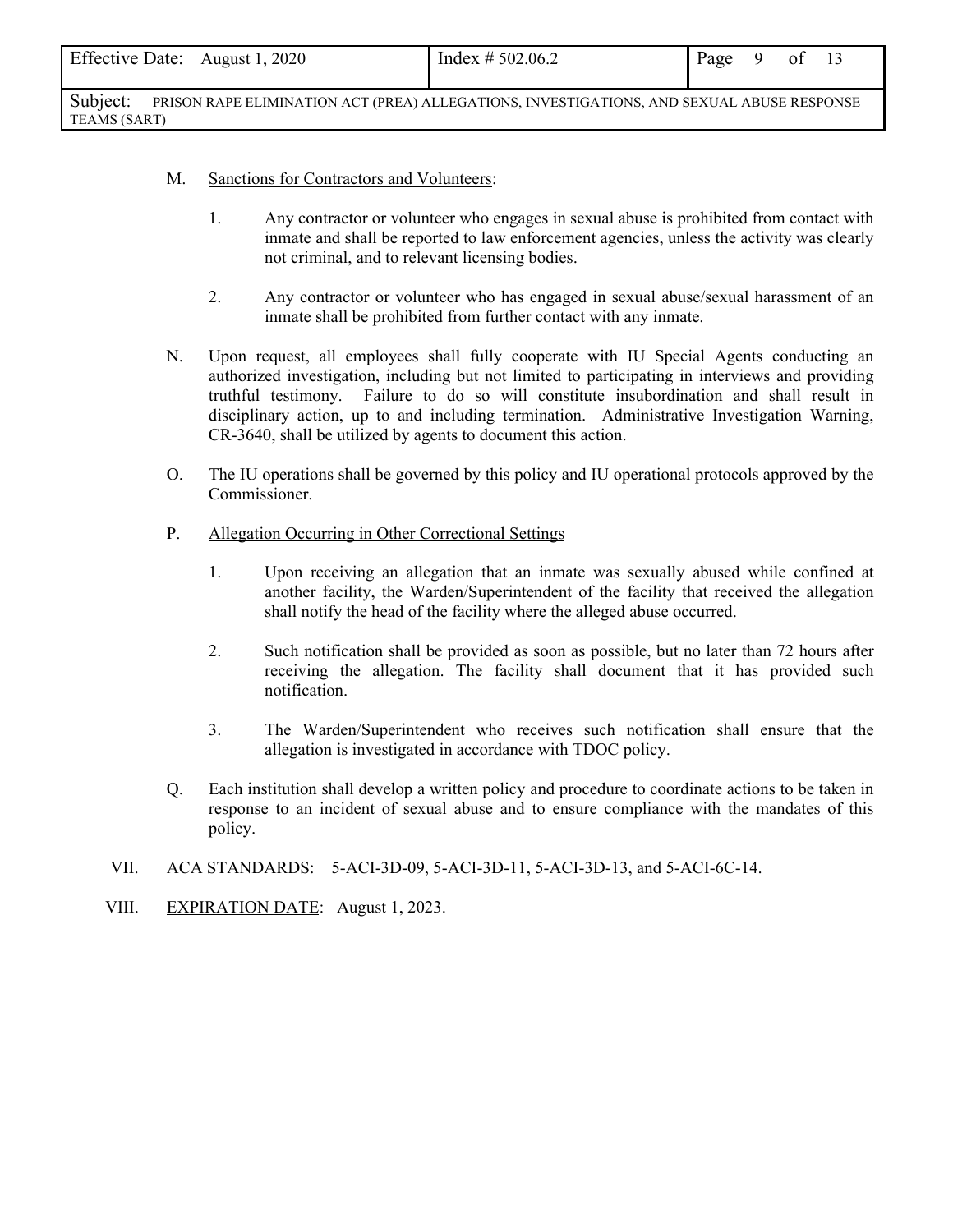M. Sanctions for Contractors and Volunteers:

1. Any contractor or volunteer who engages in sexual abuse is prohibited from contact with inmate and shall be reported to law enforcement agencies, unless the activity was clearly not criminal, and to relevant licensing bodies.

2. Any contractor or volunteer who has engaged in sexual abuse/sexual harassment of an inmate shall be prohibited from further contact with any inmate.

N. Upon request, all employees shall fully cooperate with IU Special Agents conducting an authorized investigation, including but not limited to participating in interviews and providing truthful testimony. Failure to do so will constitute insubordination and shall result in disciplinary action, up to and including termination. Administrative Investigation Warning, CR-3640, shall be utilized by agents to document this action.

O. The IU operations shall be governed by this policy and IU operational protocols approved by the Commissioner.

P. Allegation Occurring in Other Correctional Settings

1. Upon receiving an allegation that an inmate was sexually abused while confined at another facility, the Warden/Superintendent of the facility that received the allegation shall notify the head of the facility where the alleged abuse occurred.

2. Such notification shall be provided as soon as possible, but no later than 72 hours after receiving the allegation. The facility shall document that it has provided such notification.

3. The Warden/Superintendent who receives such notification shall ensure that the allegation is investigated in accordance with TDOC policy.

Q. Each institution shall develop a written policy and procedure to coordinate actions to be taken in response to an incident of sexual abuse and to ensure compliance with the mandates of this policy.

VII. ACA STANDARDS: 5-ACI-3D-09, 5-ACI-3D-11, 5-ACI-3D-13, and 5-ACI-6C-14.

VIII. EXPIRATION DATE: August 1, 2023.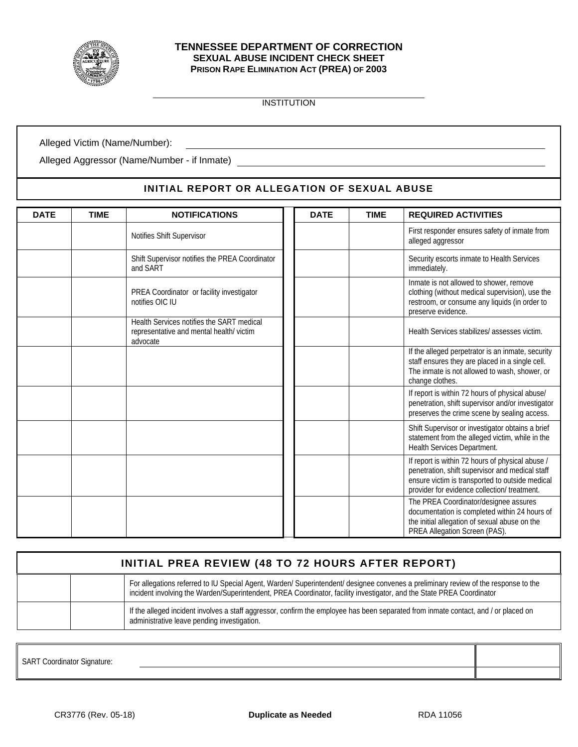# TENNESSEE DEPARTMENT OF CORRECTION

## SEXUAL ABUSE INCIDENT CHECK SHEET

### PRISON RAPE ELIMINATION ACT (PREA) OF 2003

\_\_\_\_\_\_\_\_\_\_\_\_\_\_\_\_\_\_\_\_\_\_\_\_\_\_\_\_\_\_\_\_\_\_\_\_\_\_\_\_\_\_\_\_

INSTITUTION

Alleged Victim (Name/Number): \_\_\_\_\_\_\_\_\_\_\_\_\_\_\_\_\_\_\_\_\_\_\_\_\_\_\_\_\_\_\_\_\_\_\_\_\_\_\_\_\_\_\_\_

Alleged Aggressor (Name/Number - if Inmate) \_\_\_\_\_\_\_\_\_\_\_\_\_\_\_\_\_\_\_\_\_\_\_\_\_\_\_\_\_\_\_\_\_\_\_\_\_\_\_\_\_\_\_\_

## INITIAL REPORT OR ALLEGATION OF SEXUAL ABUSE

| DATE | TIME | NOTIFICATIONS | DATE | TIME | REQUIRED ACTIVITIES |
|---|---|---|---|---|---|
| | | Notifies Shift Supervisor | | | First responder ensures safety of inmate from alleged aggressor |
| | | Shift Supervisor notifies the PREA Coordinator and SART | | | Security escorts inmate to Health Services immediately. |
| | | PREA Coordinator or facility investigator notifies OIC IU | | | Inmate is not allowed to shower, remove clothing (without medical supervision), use the restroom, or consume any liquids (in order to preserve evidence. |
| | | Health Services notifies the SART medical representative and mental health/ victim advocate | | | Health Services stabilizes/ assesses victim. |
| | | | | | If the alleged perpetrator is an inmate, security staff ensures they are placed in a single cell. The inmate is not allowed to wash, shower, or change clothes. |
| | | | | | If report is within 72 hours of physical abuse/ penetration, shift supervisor and/or investigator preserves the crime scene by sealing access. |
| | | | | | Shift Supervisor or investigator obtains a brief statement from the alleged victim, while in the Health Services Department. |
| | | | | | If report is within 72 hours of physical abuse / penetration, shift supervisor and medical staff ensure victim is transported to outside medical provider for evidence collection/ treatment. |
| | | | | | The PREA Coordinator/designee assures documentation is completed within 24 hours of the initial allegation of sexual abuse on the PREA Allegation Screen (PAS). |

## INITIAL PREA REVIEW (48 TO 72 HOURS AFTER REPORT)

| | | |
|---|---|---|
| | | For allegations referred to IU Special Agent, Warden/ Superintendent/ designee convenes a preliminary review of the response to the incident involving the Warden/Superintendent, PREA Coordinator, facility investigator, and the State PREA Coordinator |
| | | If the alleged incident involves a staff aggressor, confirm the employee has been separated from inmate contact, and / or placed on administrative leave pending investigation. |

SART Coordinator Signature: \_\_\_\_\_\_\_\_\_\_\_\_\_\_\_\_\_\_\_\_\_\_\_\_\_\_\_\_\_\_\_\_\_\_\_\_\_\_\_\_\_\_\_\_

CR3776 (Rev. 05-18) **Duplicate as Needed** RDA 11056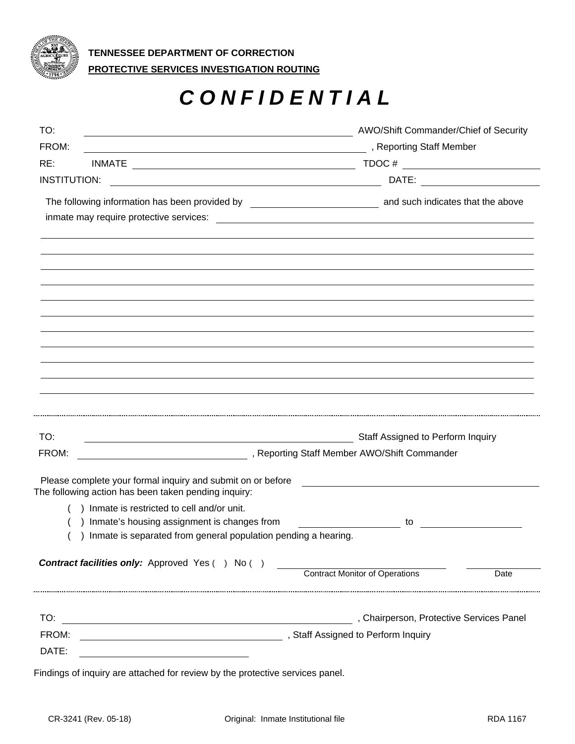**TENNESSEE DEPARTMENT OF CORRECTION**

**PROTECTIVE SERVICES INVESTIGATION ROUTING**

# *C O N F I D E N T I A L*

TO: ______________________________ AWO/Shift Commander/Chief of Security

FROM: ______________________________, Reporting Staff Member

RE: INMATE ______________________________ TDOC # ________________

INSTITUTION: ______________________________ DATE: ________________

The following information has been provided by ________________ and such indicates that the above inmate may require protective services: ______________________________

______________________________________________________________________

______________________________________________________________________

______________________________________________________________________

______________________________________________________________________

______________________________________________________________________

______________________________________________________________________

______________________________________________________________________

______________________________________________________________________

______________________________________________________________________

______________________________________________________________________

______________________________________________________________________

---

TO: ______________________________ Staff Assigned to Perform Inquiry

FROM: ______________________________, Reporting Staff Member AWO/Shift Commander

Please complete your formal inquiry and submit on or before ______________________________

The following action has been taken pending inquiry:

( ) Inmate is restricted to cell and/or unit.

( ) Inmate's housing assignment is changes from ________________ to ________________

( ) Inmate is separated from general population pending a hearing.

***Contract facilities only:*** Approved Yes ( ) No ( ) ______________________________ ________________

Contract Monitor of Operations Date

---

TO: ______________________________, Chairperson, Protective Services Panel

FROM: ______________________________, Staff Assigned to Perform Inquiry

DATE: ______________________________

Findings of inquiry are attached for review by the protective services panel.

CR-3241 (Rev. 05-18) Original: Inmate Institutional file RDA 1167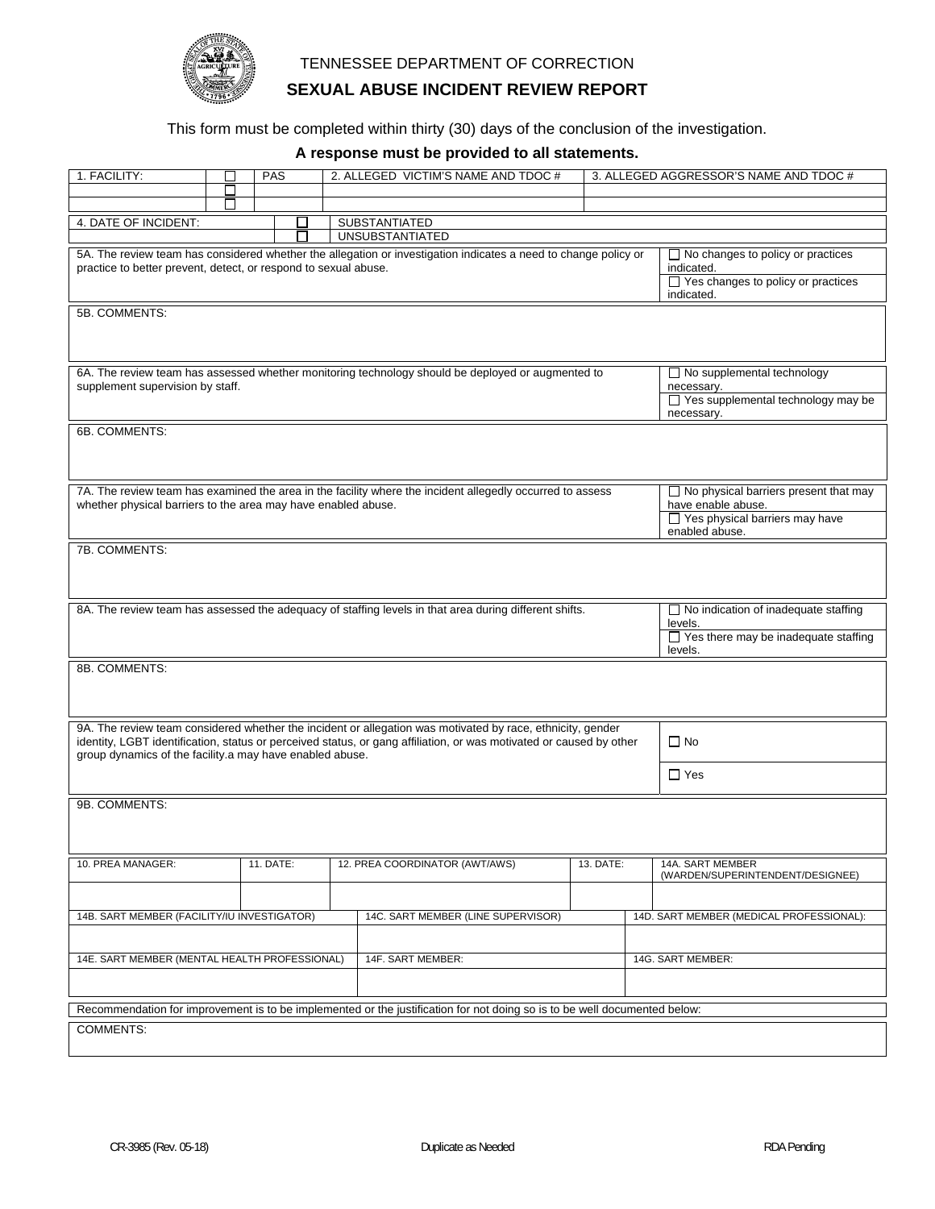TENNESSEE DEPARTMENT OF CORRECTION

# SEXUAL ABUSE INCIDENT REVIEW REPORT

This form must be completed within thirty (30) days of the conclusion of the investigation.

**A response must be provided to all statements.**

| 1. FACILITY: | ☐ | PAS | 2. ALLEGED VICTIM'S NAME AND TDOC # | 3. ALLEGED AGGRESSOR'S NAME AND TDOC # |
|---|---|---|---|---|
| | ☐ | | | |
| | ☐ | | | |

| 4. DATE OF INCIDENT: | ☐ | SUBSTANTIATED |
|---|---|---|
| | ☐ | UNSUBSTANTIATED |

| 5A. The review team has considered whether the allegation or investigation indicates a need to change policy or practice to better prevent, detect, or respond to sexual abuse. | ☐ No changes to policy or practices indicated.<br>☐ Yes changes to policy or practices indicated. |
|---|---|

5B. COMMENTS:

| 6A. The review team has assessed whether monitoring technology should be deployed or augmented to supplement supervision by staff. | ☐ No supplemental technology necessary.<br>☐ Yes supplemental technology may be necessary. |
|---|---|

6B. COMMENTS:

| 7A. The review team has examined the area in the facility where the incident allegedly occurred to assess whether physical barriers to the area may have enabled abuse. | ☐ No physical barriers present that may have enable abuse.<br>☐ Yes physical barriers may have enabled abuse. |
|---|---|

7B. COMMENTS:

| 8A. The review team has assessed the adequacy of staffing levels in that area during different shifts. | ☐ No indication of inadequate staffing levels.<br>☐ Yes there may be inadequate staffing levels. |
|---|---|

8B. COMMENTS:

| 9A. The review team considered whether the incident or allegation was motivated by race, ethnicity, gender identity, LGBT identification, status or perceived status, or gang affiliation, or was motivated or caused by other group dynamics of the facility.a may have enabled abuse. | ☐ No<br>☐ Yes |
|---|---|

9B. COMMENTS:

| 10. PREA MANAGER: | 11. DATE: | 12. PREA COORDINATOR (AWT/AWS) | 13. DATE: | 14A. SART MEMBER (WARDEN/SUPERINTENDENT/DESIGNEE) |
|---|---|---|---|---|
| | | | | |

| 14B. SART MEMBER (FACILITY/IU INVESTIGATOR) | 14C. SART MEMBER (LINE SUPERVISOR) | 14D. SART MEMBER (MEDICAL PROFESSIONAL): |
|---|---|---|
| | | |
| 14E. SART MEMBER (MENTAL HEALTH PROFESSIONAL) | 14F. SART MEMBER: | 14G. SART MEMBER: |
| | | |

Recommendation for improvement is to be implemented or the justification for not doing so is to be well documented below:

COMMENTS:

CR-3985 (Rev. 05-18) Duplicate as Needed RDA Pending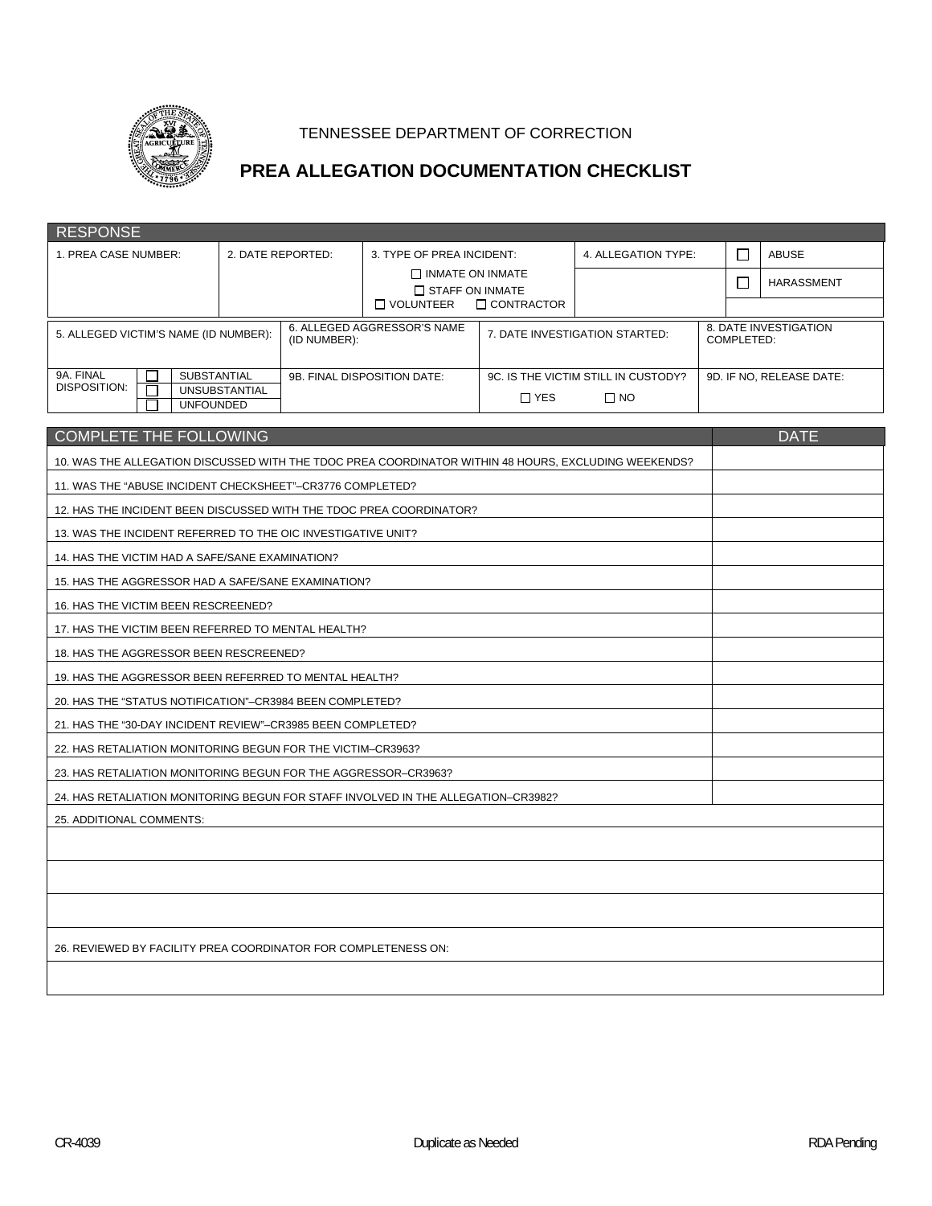TENNESSEE DEPARTMENT OF CORRECTION

# PREA ALLEGATION DOCUMENTATION CHECKLIST

## RESPONSE

| 1. PREA CASE NUMBER: | 2. DATE REPORTED: | 3. TYPE OF PREA INCIDENT: ☐ INMATE ON INMATE ☐ STAFF ON INMATE ☐ VOLUNTEER ☐ CONTRACTOR | 4. ALLEGATION TYPE: | ☐ ABUSE ☐ HARASSMENT |
|---|---|---|---|---|

| 5. ALLEGED VICTIM'S NAME (ID NUMBER): | 6. ALLEGED AGGRESSOR'S NAME (ID NUMBER): | 7. DATE INVESTIGATION STARTED: | 8. DATE INVESTIGATION COMPLETED: |
|---|---|---|---|
| 9A. FINAL DISPOSITION: ☐ SUBSTANTIAL ☐ UNSUBSTANTIAL ☐ UNFOUNDED | 9B. FINAL DISPOSITION DATE: | 9C. IS THE VICTIM STILL IN CUSTODY? ☐ YES ☐ NO | 9D. IF NO, RELEASE DATE: |

| COMPLETE THE FOLLOWING | DATE |
|---|---|
| 10. WAS THE ALLEGATION DISCUSSED WITH THE TDOC PREA COORDINATOR WITHIN 48 HOURS, EXCLUDING WEEKENDS? | |
| 11. WAS THE "ABUSE INCIDENT CHECKSHEET"–CR3776 COMPLETED? | |
| 12. HAS THE INCIDENT BEEN DISCUSSED WITH THE TDOC PREA COORDINATOR? | |
| 13. WAS THE INCIDENT REFERRED TO THE OIC INVESTIGATIVE UNIT? | |
| 14. HAS THE VICTIM HAD A SAFE/SANE EXAMINATION? | |
| 15. HAS THE AGGRESSOR HAD A SAFE/SANE EXAMINATION? | |
| 16. HAS THE VICTIM BEEN RESCREENED? | |
| 17. HAS THE VICTIM BEEN REFERRED TO MENTAL HEALTH? | |
| 18. HAS THE AGGRESSOR BEEN RESCREENED? | |
| 19. HAS THE AGGRESSOR BEEN REFERRED TO MENTAL HEALTH? | |
| 20. HAS THE "STATUS NOTIFICATION"–CR3984 BEEN COMPLETED? | |
| 21. HAS THE "30-DAY INCIDENT REVIEW"–CR3985 BEEN COMPLETED? | |
| 22. HAS RETALIATION MONITORING BEGUN FOR THE VICTIM–CR3963? | |
| 23. HAS RETALIATION MONITORING BEGUN FOR THE AGGRESSOR–CR3963? | |
| 24. HAS RETALIATION MONITORING BEGUN FOR STAFF INVOLVED IN THE ALLEGATION–CR3982? | |

25. ADDITIONAL COMMENTS:

26. REVIEWED BY FACILITY PREA COORDINATOR FOR COMPLETENESS ON:

CR-4039 Duplicate as Needed RDA Pending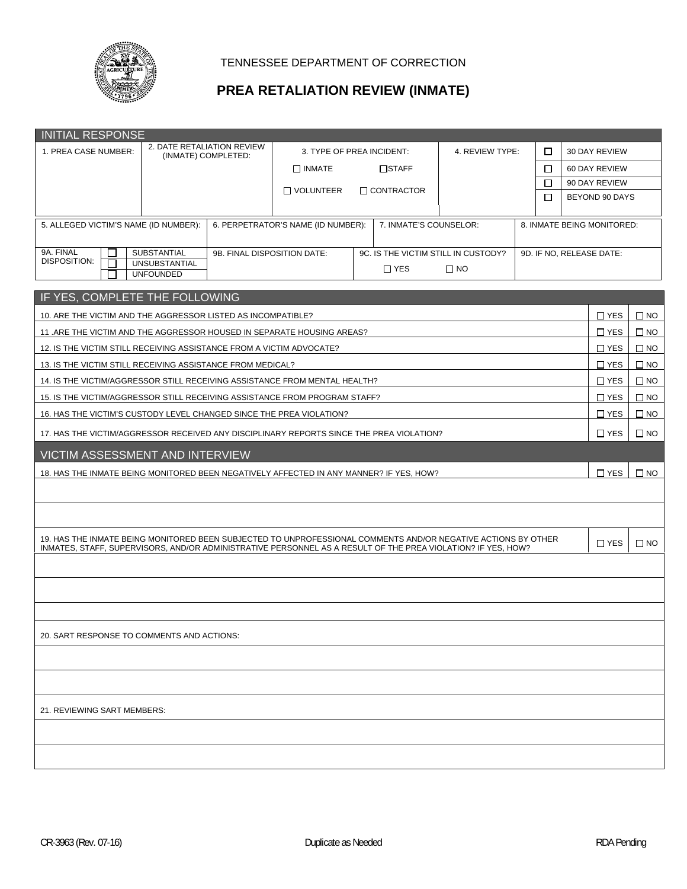TENNESSEE DEPARTMENT OF CORRECTION

# PREA RETALIATION REVIEW (INMATE)

## INITIAL RESPONSE

| 1. PREA CASE NUMBER: | 2. DATE RETALIATION REVIEW (INMATE) COMPLETED: | 3. TYPE OF PREA INCIDENT: | 4. REVIEW TYPE: |
|---|---|---|---|
| | | ☐ INMATE ☐ STAFF ☐ VOLUNTEER ☐ CONTRACTOR | ☐ 30 DAY REVIEW ☐ 60 DAY REVIEW ☐ 90 DAY REVIEW ☐ BEYOND 90 DAYS |

| 5. ALLEGED VICTIM'S NAME (ID NUMBER): | 6. PERPETRATOR'S NAME (ID NUMBER): | 7. INMATE'S COUNSELOR: | 8. INMATE BEING MONITORED: |
|---|---|---|---|
| | | | |

| 9A. FINAL DISPOSITION: | 9B. FINAL DISPOSITION DATE: | 9C. IS THE VICTIM STILL IN CUSTODY? | 9D. IF NO, RELEASE DATE: |
|---|---|---|---|
| ☐ SUBSTANTIAL ☐ UNSUBSTANTIAL ☐ UNFOUNDED | | ☐ YES ☐ NO | |

## IF YES, COMPLETE THE FOLLOWING

| | | |
|---|---|---|
| 10. ARE THE VICTIM AND THE AGGRESSOR LISTED AS INCOMPATIBLE? | ☐ YES | ☐ NO |
| 11 .ARE THE VICTIM AND THE AGGRESSOR HOUSED IN SEPARATE HOUSING AREAS? | ☐ YES | ☐ NO |
| 12. IS THE VICTIM STILL RECEIVING ASSISTANCE FROM A VICTIM ADVOCATE? | ☐ YES | ☐ NO |
| 13. IS THE VICTIM STILL RECEIVING ASSISTANCE FROM MEDICAL? | ☐ YES | ☐ NO |
| 14. IS THE VICTIM/AGGRESSOR STILL RECEIVING ASSISTANCE FROM MENTAL HEALTH? | ☐ YES | ☐ NO |
| 15. IS THE VICTIM/AGGRESSOR STILL RECEIVING ASSISTANCE FROM PROGRAM STAFF? | ☐ YES | ☐ NO |
| 16. HAS THE VICTIM'S CUSTODY LEVEL CHANGED SINCE THE PREA VIOLATION? | ☐ YES | ☐ NO |
| 17. HAS THE VICTIM/AGGRESSOR RECEIVED ANY DISCIPLINARY REPORTS SINCE THE PREA VIOLATION? | ☐ YES | ☐ NO |

## VICTIM ASSESSMENT AND INTERVIEW

| | | |
|---|---|---|
| 18. HAS THE INMATE BEING MONITORED BEEN NEGATIVELY AFFECTED IN ANY MANNER? IF YES, HOW? | ☐ YES | ☐ NO |
| | | |
| | | |
| 19. HAS THE INMATE BEING MONITORED BEEN SUBJECTED TO UNPROFESSIONAL COMMENTS AND/OR NEGATIVE ACTIONS BY OTHER INMATES, STAFF, SUPERVISORS, AND/OR ADMINISTRATIVE PERSONNEL AS A RESULT OF THE PREA VIOLATION? IF YES, HOW? | ☐ YES | ☐ NO |
| | | |
| | | |
| | | |
| 20. SART RESPONSE TO COMMENTS AND ACTIONS: | | |
| | | |
| | | |
| 21. REVIEWING SART MEMBERS: | | |
| | | |
| | | |

CR-3963 (Rev. 07-16) Duplicate as Needed RDA Pending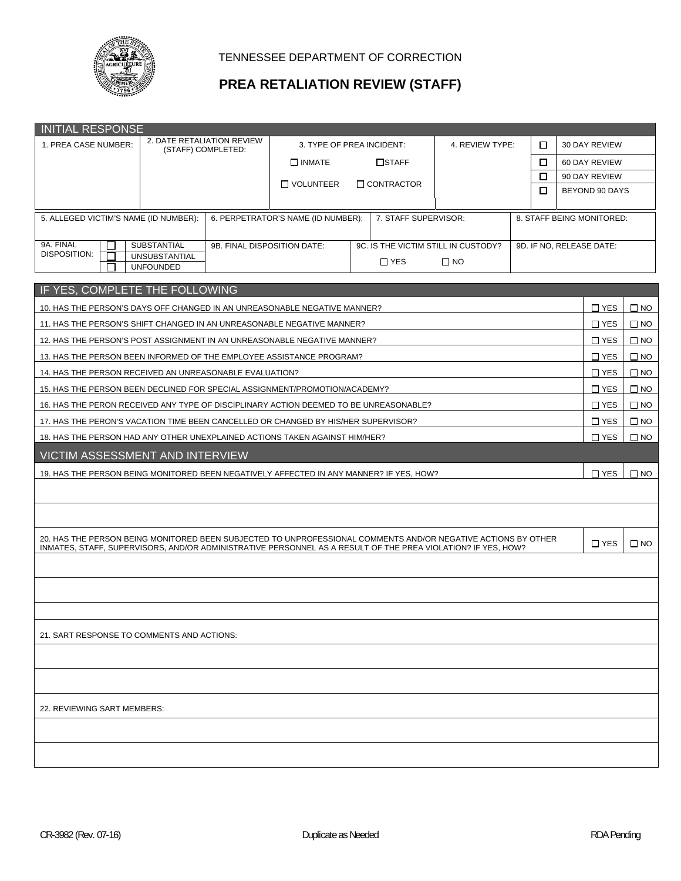TENNESSEE DEPARTMENT OF CORRECTION

# PREA RETALIATION REVIEW (STAFF)

## INITIAL RESPONSE

| 1. PREA CASE NUMBER: | 2. DATE RETALIATION REVIEW (STAFF) COMPLETED: | 3. TYPE OF PREA INCIDENT: | 4. REVIEW TYPE: |
|---|---|---|---|
| | | ☐ INMATE ☐ STAFF<br>☐ VOLUNTEER ☐ CONTRACTOR | ☐ 30 DAY REVIEW<br>☐ 60 DAY REVIEW<br>☐ 90 DAY REVIEW<br>☐ BEYOND 90 DAYS |

| 5. ALLEGED VICTIM'S NAME (ID NUMBER): | 6. PERPETRATOR'S NAME (ID NUMBER): | 7. STAFF SUPERVISOR: | 8. STAFF BEING MONITORED: |
|---|---|---|---|
| | | | |

| 9A. FINAL DISPOSITION: | 9B. FINAL DISPOSITION DATE: | 9C. IS THE VICTIM STILL IN CUSTODY? | 9D. IF NO, RELEASE DATE: |
|---|---|---|---|
| ☐ SUBSTANTIAL<br>☐ UNSUBSTANTIAL<br>☐ UNFOUNDED | | ☐ YES ☐ NO | |

## IF YES, COMPLETE THE FOLLOWING

| | | |
|---|---|---|
| 10. HAS THE PERSON'S DAYS OFF CHANGED IN AN UNREASONABLE NEGATIVE MANNER? | ☐ YES | ☐ NO |
| 11. HAS THE PERSON'S SHIFT CHANGED IN AN UNREASONABLE NEGATIVE MANNER? | ☐ YES | ☐ NO |
| 12. HAS THE PERSON'S POST ASSIGNMENT IN AN UNREASONABLE NEGATIVE MANNER? | ☐ YES | ☐ NO |
| 13. HAS THE PERSON BEEN INFORMED OF THE EMPLOYEE ASSISTANCE PROGRAM? | ☐ YES | ☐ NO |
| 14. HAS THE PERSON RECEIVED AN UNREASONABLE EVALUATION? | ☐ YES | ☐ NO |
| 15. HAS THE PERSON BEEN DECLINED FOR SPECIAL ASSIGNMENT/PROMOTION/ACADEMY? | ☐ YES | ☐ NO |
| 16. HAS THE PERON RECEIVED ANY TYPE OF DISCIPLINARY ACTION DEEMED TO BE UNREASONABLE? | ☐ YES | ☐ NO |
| 17. HAS THE PERON'S VACATION TIME BEEN CANCELLED OR CHANGED BY HIS/HER SUPERVISOR? | ☐ YES | ☐ NO |
| 18. HAS THE PERSON HAD ANY OTHER UNEXPLAINED ACTIONS TAKEN AGAINST HIM/HER? | ☐ YES | ☐ NO |

## VICTIM ASSESSMENT AND INTERVIEW

| | | |
|---|---|---|
| 19. HAS THE PERSON BEING MONITORED BEEN NEGATIVELY AFFECTED IN ANY MANNER? IF YES, HOW? | ☐ YES | ☐ NO |
| | | |
| | | |
| 20. HAS THE PERSON BEING MONITORED BEEN SUBJECTED TO UNPROFESSIONAL COMMENTS AND/OR NEGATIVE ACTIONS BY OTHER INMATES, STAFF, SUPERVISORS, AND/OR ADMINISTRATIVE PERSONNEL AS A RESULT OF THE PREA VIOLATION? IF YES, HOW? | ☐ YES | ☐ NO |
| | | |
| | | |
| | | |

21. SART RESPONSE TO COMMENTS AND ACTIONS:

22. REVIEWING SART MEMBERS:

CR-3982 (Rev. 07-16) Duplicate as Needed RDA Pending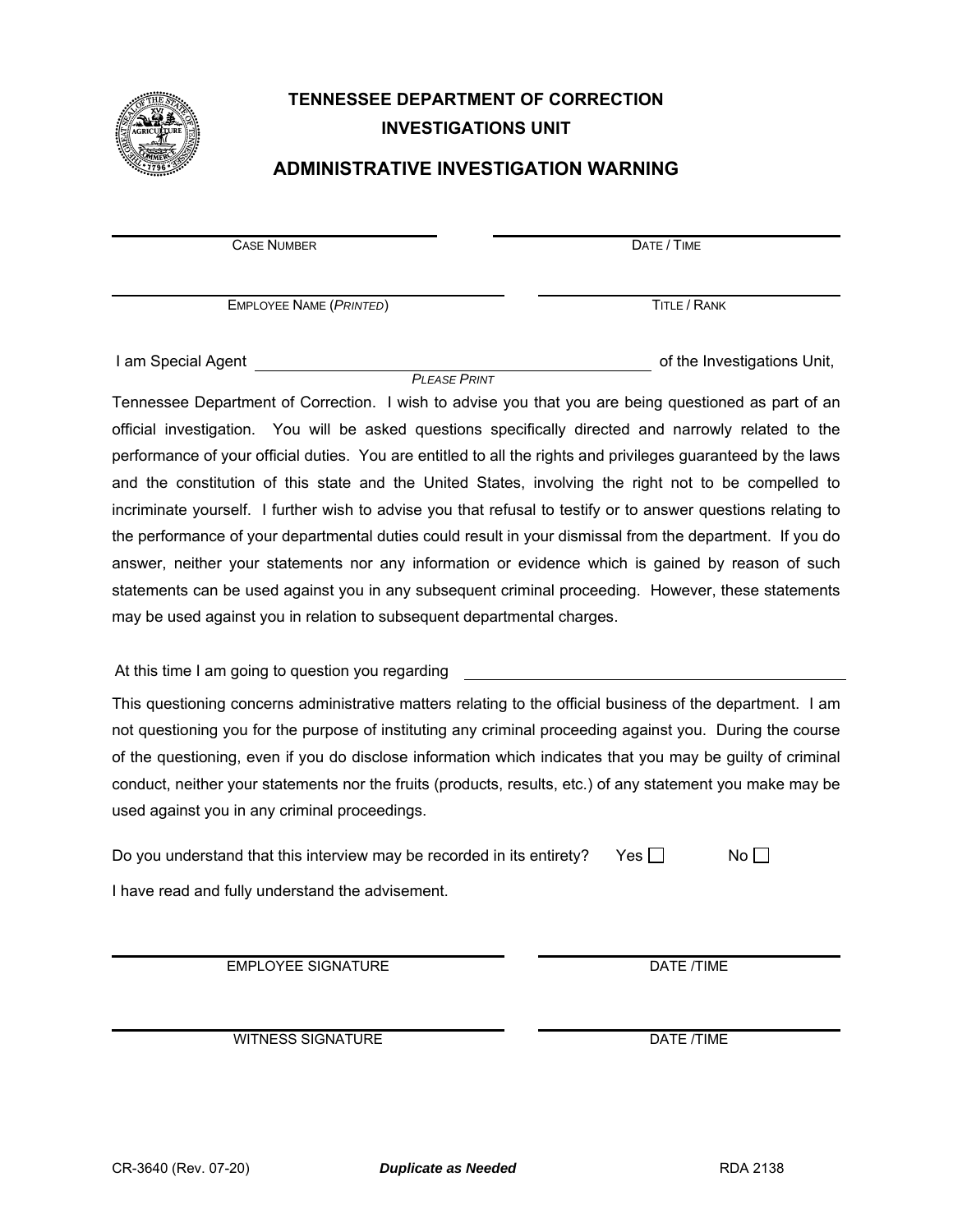# TENNESSEE DEPARTMENT OF CORRECTION
## INVESTIGATIONS UNIT
## ADMINISTRATIVE INVESTIGATION WARNING

______________________________ CASE NUMBER

______________________________ DATE / TIME

______________________________ EMPLOYEE NAME (*PRINTED*)

______________________________ TITLE / RANK

I am Special Agent ______________________________ of the Investigations Unit,
*PLEASE PRINT*

Tennessee Department of Correction. I wish to advise you that you are being questioned as part of an official investigation. You will be asked questions specifically directed and narrowly related to the performance of your official duties. You are entitled to all the rights and privileges guaranteed by the laws and the constitution of this state and the United States, involving the right not to be compelled to incriminate yourself. I further wish to advise you that refusal to testify or to answer questions relating to the performance of your departmental duties could result in your dismissal from the department. If you do answer, neither your statements nor any information or evidence which is gained by reason of such statements can be used against you in any subsequent criminal proceeding. However, these statements may be used against you in relation to subsequent departmental charges.

At this time I am going to question you regarding ______________________________

This questioning concerns administrative matters relating to the official business of the department. I am not questioning you for the purpose of instituting any criminal proceeding against you. During the course of the questioning, even if you do disclose information which indicates that you may be guilty of criminal conduct, neither your statements nor the fruits (products, results, etc.) of any statement you make may be used against you in any criminal proceedings.

Do you understand that this interview may be recorded in its entirety? Yes ☐ No ☐

I have read and fully understand the advisement.

______________________________ EMPLOYEE SIGNATURE

______________________________ DATE /TIME

______________________________ WITNESS SIGNATURE

______________________________ DATE /TIME

CR-3640 (Rev. 07-20) ***Duplicate as Needed*** RDA 2138